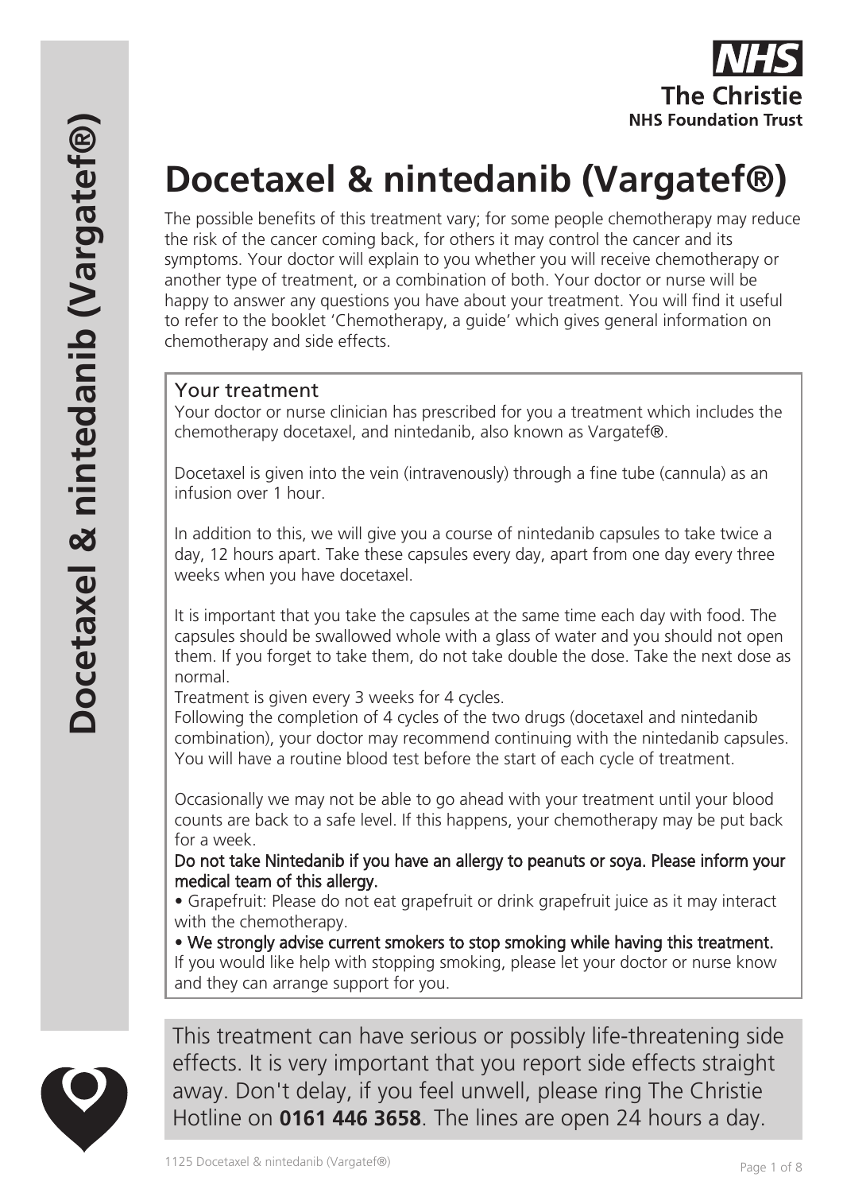# Docetaxel & nintedanib (Vargatef®)

The possible benefits of this treatment vary; for some people chemotherapy may reduce the risk of the cancer coming back, for others it may control the cancer and its symptoms. Your doctor will explain to you whether you will receive chemotherapy or another type of treatment, or a combination of both. Your doctor or nurse will be happy to answer any questions you have about your treatment. You will find it useful to refer to the booklet 'Chemotherapy, a guide' which gives general information on chemotherapy and side effects.

## Your treatment

Your doctor or nurse clinician has prescribed for you a treatment which includes the chemotherapy docetaxel, and nintedanib, also known as Vargatef®.

Docetaxel is given into the vein (intravenously) through a fine tube (cannula) as an infusion over 1 hour.

In addition to this, we will give you a course of nintedanib capsules to take twice a day, 12 hours apart. Take these capsules every day, apart from one day every three weeks when you have docetaxel.

It is important that you take the capsules at the same time each day with food. The capsules should be swallowed whole with a glass of water and you should not open them. If you forget to take them, do not take double the dose. Take the next dose as normal.

Treatment is given every 3 weeks for 4 cycles.

Following the completion of 4 cycles of the two drugs (docetaxel and nintedanib combination), your doctor may recommend continuing with the nintedanib capsules. You will have a routine blood test before the start of each cycle of treatment.

Occasionally we may not be able to go ahead with your treatment until your blood counts are back to a safe level. If this happens, your chemotherapy may be put back for a week.

**Do not take Nintedanib if you have an allergy to peanuts or soya. Please inform your medical team of this allergy.**

- Grapefruit: Please do not eat grapefruit or drink grapefruit juice as it may interact with the chemotherapy.
- **We strongly advise current smokers to stop smoking while having this treatment.** If you would like help with stopping smoking, please let your doctor or nurse know and they can arrange support for you.

This treatment can have serious or possibly life-threatening side effects. It is very important that you report side effects straight away. Don't delay, if you feel unwell, please ring The Christie Hotline on **0161 446 3658**. The lines are open 24 hours a day.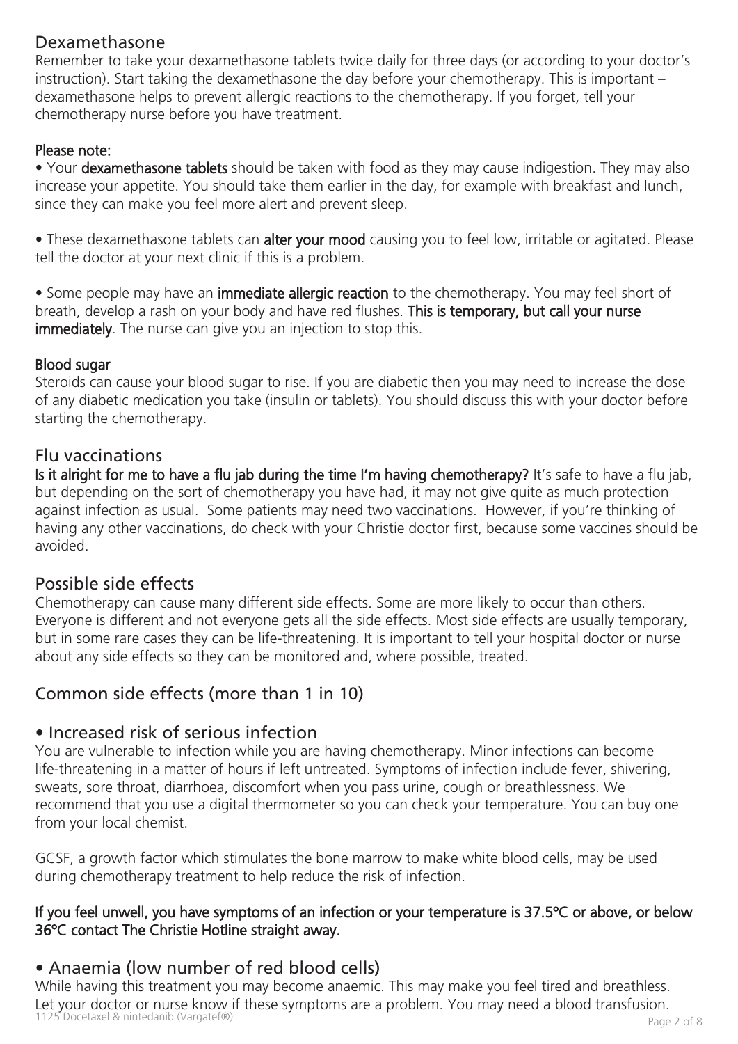## Dexamethasone

Remember to take your dexamethasone tablets twice daily for three days (or according to your doctor's instruction). Start taking the dexamethasone the day before your chemotherapy. This is important – dexamethasone helps to prevent allergic reactions to the chemotherapy. If you forget, tell your chemotherapy nurse before you have treatment.

**Please note:**

- Your **dexamethasone tablets** should be taken with food as they may cause indigestion. They may also increase your appetite. You should take them earlier in the day, for example with breakfast and lunch, since they can make you feel more alert and prevent sleep.

- These dexamethasone tablets can **alter your mood** causing you to feel low, irritable or agitated. Please tell the doctor at your next clinic if this is a problem.

- Some people may have an **immediate allergic reaction** to the chemotherapy. You may feel short of breath, develop a rash on your body and have red flushes. **This is temporary, but call your nurse immediately**. The nurse can give you an injection to stop this.

**Blood sugar**

Steroids can cause your blood sugar to rise. If you are diabetic then you may need to increase the dose of any diabetic medication you take (insulin or tablets). You should discuss this with your doctor before starting the chemotherapy.

## Flu vaccinations

**Is it alright for me to have a flu jab during the time I'm having chemotherapy?** It's safe to have a flu jab, but depending on the sort of chemotherapy you have had, it may not give quite as much protection against infection as usual. Some patients may need two vaccinations. However, if you're thinking of having any other vaccinations, do check with your Christie doctor first, because some vaccines should be avoided.

## Possible side effects

Chemotherapy can cause many different side effects. Some are more likely to occur than others. Everyone is different and not everyone gets all the side effects. Most side effects are usually temporary, but in some rare cases they can be life-threatening. It is important to tell your hospital doctor or nurse about any side effects so they can be monitored and, where possible, treated.

## Common side effects (more than 1 in 10)

### • Increased risk of serious infection

You are vulnerable to infection while you are having chemotherapy. Minor infections can become life-threatening in a matter of hours if left untreated. Symptoms of infection include fever, shivering, sweats, sore throat, diarrhoea, discomfort when you pass urine, cough or breathlessness. We recommend that you use a digital thermometer so you can check your temperature. You can buy one from your local chemist.

GCSF, a growth factor which stimulates the bone marrow to make white blood cells, may be used during chemotherapy treatment to help reduce the risk of infection.

**If you feel unwell, you have symptoms of an infection or your temperature is 37.5ºC or above, or below 36ºC contact The Christie Hotline straight away.**

### • Anaemia (low number of red blood cells)

While having this treatment you may become anaemic. This may make you feel tired and breathless. Let your doctor or nurse know if these symptoms are a problem. You may need a blood transfusion.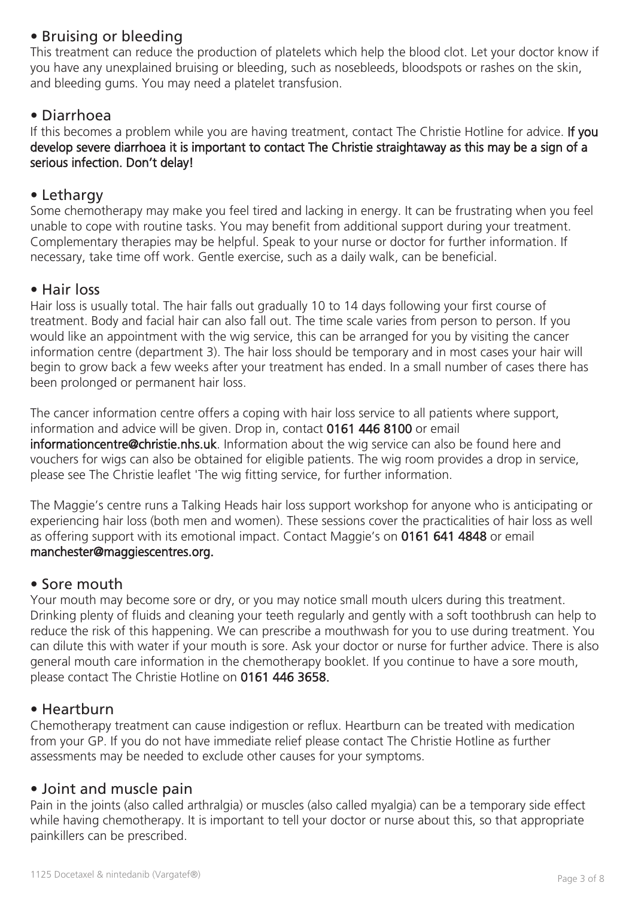## • Bruising or bleeding

This treatment can reduce the production of platelets which help the blood clot. Let your doctor know if you have any unexplained bruising or bleeding, such as nosebleeds, bloodspots or rashes on the skin, and bleeding gums. You may need a platelet transfusion.

## • Diarrhoea

If this becomes a problem while you are having treatment, contact The Christie Hotline for advice. **If you develop severe diarrhoea it is important to contact The Christie straightaway as this may be a sign of a serious infection. Don't delay!**

## • Lethargy

Some chemotherapy may make you feel tired and lacking in energy. It can be frustrating when you feel unable to cope with routine tasks. You may benefit from additional support during your treatment. Complementary therapies may be helpful. Speak to your nurse or doctor for further information. If necessary, take time off work. Gentle exercise, such as a daily walk, can be beneficial.

## • Hair loss

Hair loss is usually total. The hair falls out gradually 10 to 14 days following your first course of treatment. Body and facial hair can also fall out. The time scale varies from person to person. If you would like an appointment with the wig service, this can be arranged for you by visiting the cancer information centre (department 3). The hair loss should be temporary and in most cases your hair will begin to grow back a few weeks after your treatment has ended. In a small number of cases there has been prolonged or permanent hair loss.

The cancer information centre offers a coping with hair loss service to all patients where support, information and advice will be given. Drop in, contact **0161 446 8100** or email **informationcentre@christie.nhs.uk**. Information about the wig service can also be found here and vouchers for wigs can also be obtained for eligible patients. The wig room provides a drop in service, please see The Christie leaflet 'The wig fitting service, for further information.

The Maggie's centre runs a Talking Heads hair loss support workshop for anyone who is anticipating or experiencing hair loss (both men and women). These sessions cover the practicalities of hair loss as well as offering support with its emotional impact. Contact Maggie's on **0161 641 4848** or email **manchester@maggiescentres.org.**

## • Sore mouth

Your mouth may become sore or dry, or you may notice small mouth ulcers during this treatment. Drinking plenty of fluids and cleaning your teeth regularly and gently with a soft toothbrush can help to reduce the risk of this happening. We can prescribe a mouthwash for you to use during treatment. You can dilute this with water if your mouth is sore. Ask your doctor or nurse for further advice. There is also general mouth care information in the chemotherapy booklet. If you continue to have a sore mouth, please contact The Christie Hotline on **0161 446 3658.**

## • Heartburn

Chemotherapy treatment can cause indigestion or reflux. Heartburn can be treated with medication from your GP. If you do not have immediate relief please contact The Christie Hotline as further assessments may be needed to exclude other causes for your symptoms.

## • Joint and muscle pain

Pain in the joints (also called arthralgia) or muscles (also called myalgia) can be a temporary side effect while having chemotherapy. It is important to tell your doctor or nurse about this, so that appropriate painkillers can be prescribed.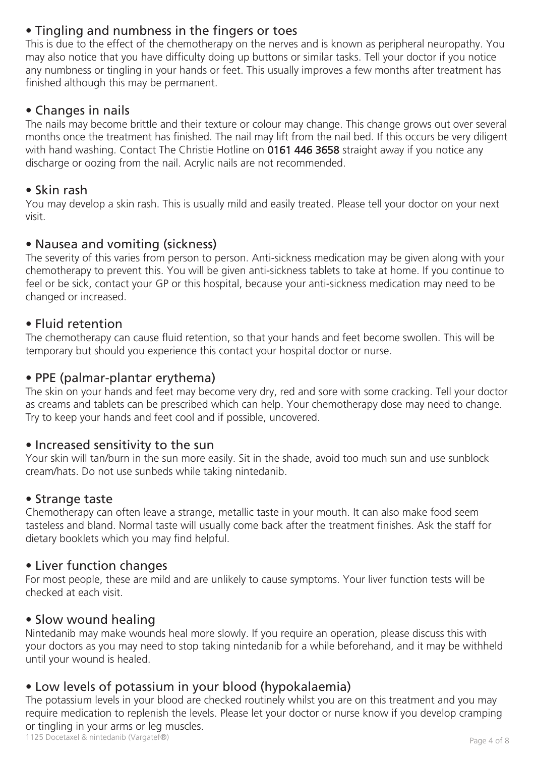### • Tingling and numbness in the fingers or toes

This is due to the effect of the chemotherapy on the nerves and is known as peripheral neuropathy. You may also notice that you have difficulty doing up buttons or similar tasks. Tell your doctor if you notice any numbness or tingling in your hands or feet. This usually improves a few months after treatment has finished although this may be permanent.

### • Changes in nails

The nails may become brittle and their texture or colour may change. This change grows out over several months once the treatment has finished. The nail may lift from the nail bed. If this occurs be very diligent with hand washing. Contact The Christie Hotline on **0161 446 3658** straight away if you notice any discharge or oozing from the nail. Acrylic nails are not recommended.

### • Skin rash

You may develop a skin rash. This is usually mild and easily treated. Please tell your doctor on your next visit.

### • Nausea and vomiting (sickness)

The severity of this varies from person to person. Anti-sickness medication may be given along with your chemotherapy to prevent this. You will be given anti-sickness tablets to take at home. If you continue to feel or be sick, contact your GP or this hospital, because your anti-sickness medication may need to be changed or increased.

### • Fluid retention

The chemotherapy can cause fluid retention, so that your hands and feet become swollen. This will be temporary but should you experience this contact your hospital doctor or nurse.

### • PPE (palmar-plantar erythema)

The skin on your hands and feet may become very dry, red and sore with some cracking. Tell your doctor as creams and tablets can be prescribed which can help. Your chemotherapy dose may need to change. Try to keep your hands and feet cool and if possible, uncovered.

### • Increased sensitivity to the sun

Your skin will tan/burn in the sun more easily. Sit in the shade, avoid too much sun and use sunblock cream/hats. Do not use sunbeds while taking nintedanib.

### • Strange taste

Chemotherapy can often leave a strange, metallic taste in your mouth. It can also make food seem tasteless and bland. Normal taste will usually come back after the treatment finishes. Ask the staff for dietary booklets which you may find helpful.

### • Liver function changes

For most people, these are mild and are unlikely to cause symptoms. Your liver function tests will be checked at each visit.

### • Slow wound healing

Nintedanib may make wounds heal more slowly. If you require an operation, please discuss this with your doctors as you may need to stop taking nintedanib for a while beforehand, and it may be withheld until your wound is healed.

### • Low levels of potassium in your blood (hypokalaemia)

The potassium levels in your blood are checked routinely whilst you are on this treatment and you may require medication to replenish the levels. Please let your doctor or nurse know if you develop cramping or tingling in your arms or leg muscles.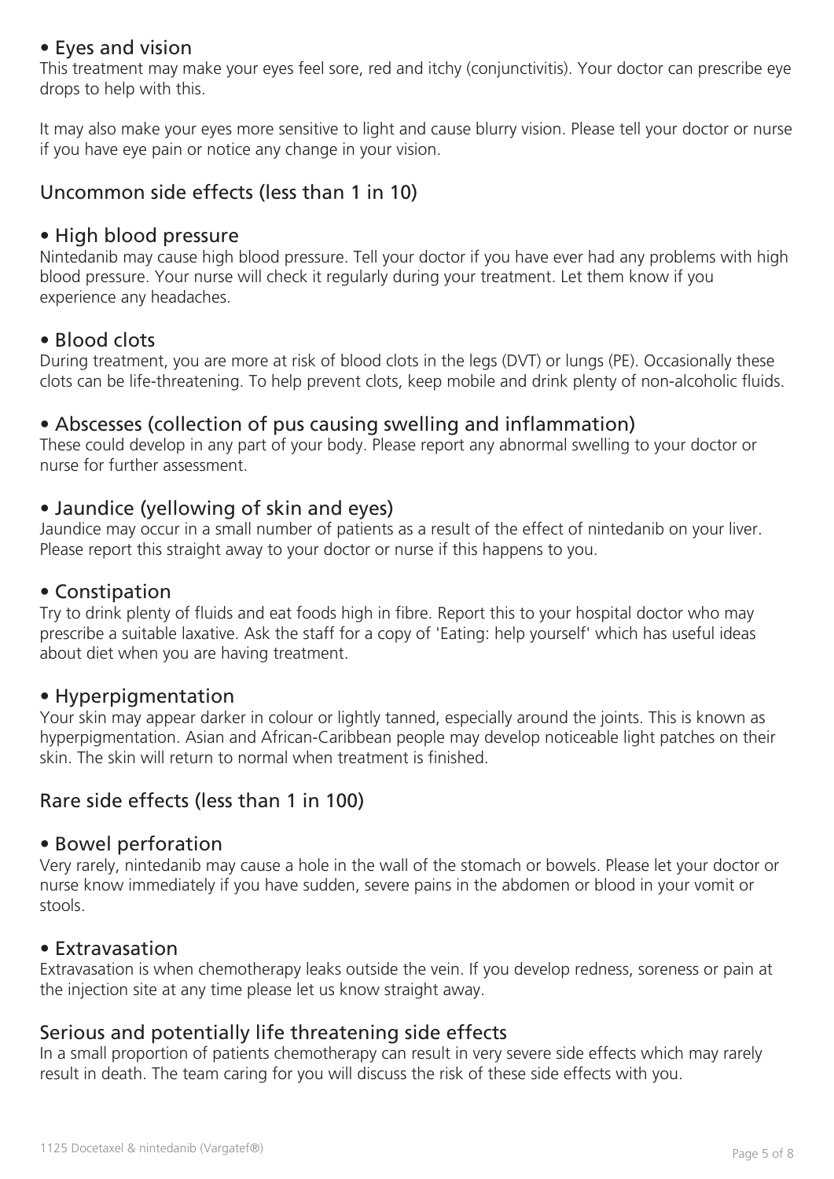### • Eyes and vision

This treatment may make your eyes feel sore, red and itchy (conjunctivitis). Your doctor can prescribe eye drops to help with this.

It may also make your eyes more sensitive to light and cause blurry vision. Please tell your doctor or nurse if you have eye pain or notice any change in your vision.

## Uncommon side effects (less than 1 in 10)

### • High blood pressure

Nintedanib may cause high blood pressure. Tell your doctor if you have ever had any problems with high blood pressure. Your nurse will check it regularly during your treatment. Let them know if you experience any headaches.

### • Blood clots

During treatment, you are more at risk of blood clots in the legs (DVT) or lungs (PE). Occasionally these clots can be life-threatening. To help prevent clots, keep mobile and drink plenty of non-alcoholic fluids.

### • Abscesses (collection of pus causing swelling and inflammation)

These could develop in any part of your body. Please report any abnormal swelling to your doctor or nurse for further assessment.

### • Jaundice (yellowing of skin and eyes)

Jaundice may occur in a small number of patients as a result of the effect of nintedanib on your liver. Please report this straight away to your doctor or nurse if this happens to you.

### • Constipation

Try to drink plenty of fluids and eat foods high in fibre. Report this to your hospital doctor who may prescribe a suitable laxative. Ask the staff for a copy of 'Eating: help yourself' which has useful ideas about diet when you are having treatment.

### • Hyperpigmentation

Your skin may appear darker in colour or lightly tanned, especially around the joints. This is known as hyperpigmentation. Asian and African-Caribbean people may develop noticeable light patches on their skin. The skin will return to normal when treatment is finished.

## Rare side effects (less than 1 in 100)

### • Bowel perforation

Very rarely, nintedanib may cause a hole in the wall of the stomach or bowels. Please let your doctor or nurse know immediately if you have sudden, severe pains in the abdomen or blood in your vomit or stools.

### • Extravasation

Extravasation is when chemotherapy leaks outside the vein. If you develop redness, soreness or pain at the injection site at any time please let us know straight away.

## Serious and potentially life threatening side effects

In a small proportion of patients chemotherapy can result in very severe side effects which may rarely result in death. The team caring for you will discuss the risk of these side effects with you.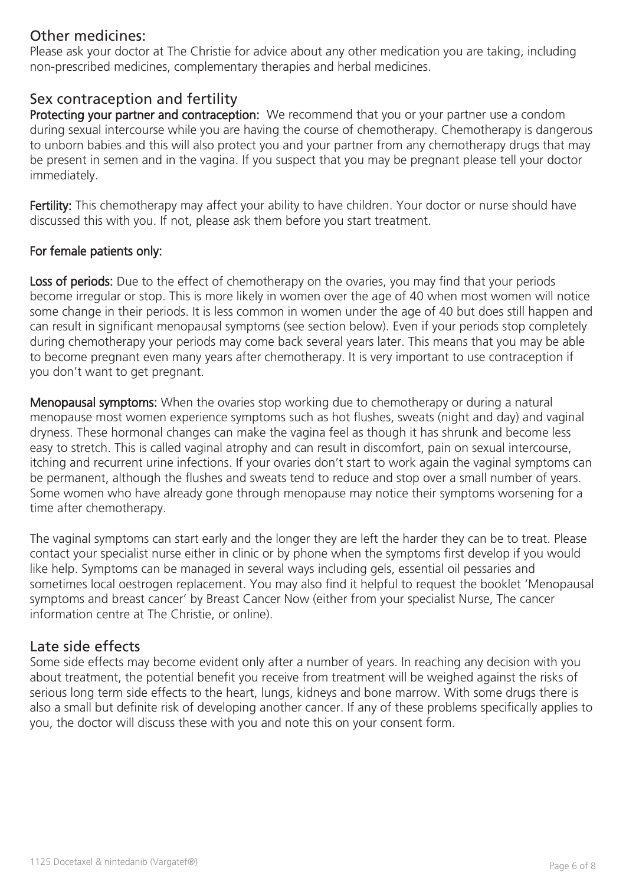## Other medicines:

Please ask your doctor at The Christie for advice about any other medication you are taking, including non-prescribed medicines, complementary therapies and herbal medicines.

## Sex contraception and fertility

**Protecting your partner and contraception:** We recommend that you or your partner use a condom during sexual intercourse while you are having the course of chemotherapy. Chemotherapy is dangerous to unborn babies and this will also protect you and your partner from any chemotherapy drugs that may be present in semen and in the vagina. If you suspect that you may be pregnant please tell your doctor immediately.

**Fertility:** This chemotherapy may affect your ability to have children. Your doctor or nurse should have discussed this with you. If not, please ask them before you start treatment.

**For female patients only:**

**Loss of periods:** Due to the effect of chemotherapy on the ovaries, you may find that your periods become irregular or stop. This is more likely in women over the age of 40 when most women will notice some change in their periods. It is less common in women under the age of 40 but does still happen and can result in significant menopausal symptoms (see section below). Even if your periods stop completely during chemotherapy your periods may come back several years later. This means that you may be able to become pregnant even many years after chemotherapy. It is very important to use contraception if you don't want to get pregnant.

**Menopausal symptoms:** When the ovaries stop working due to chemotherapy or during a natural menopause most women experience symptoms such as hot flushes, sweats (night and day) and vaginal dryness. These hormonal changes can make the vagina feel as though it has shrunk and become less easy to stretch. This is called vaginal atrophy and can result in discomfort, pain on sexual intercourse, itching and recurrent urine infections. If your ovaries don't start to work again the vaginal symptoms can be permanent, although the flushes and sweats tend to reduce and stop over a small number of years. Some women who have already gone through menopause may notice their symptoms worsening for a time after chemotherapy.

The vaginal symptoms can start early and the longer they are left the harder they can be to treat. Please contact your specialist nurse either in clinic or by phone when the symptoms first develop if you would like help. Symptoms can be managed in several ways including gels, essential oil pessaries and sometimes local oestrogen replacement. You may also find it helpful to request the booklet 'Menopausal symptoms and breast cancer' by Breast Cancer Now (either from your specialist Nurse, The cancer information centre at The Christie, or online).

## Late side effects

Some side effects may become evident only after a number of years. In reaching any decision with you about treatment, the potential benefit you receive from treatment will be weighed against the risks of serious long term side effects to the heart, lungs, kidneys and bone marrow. With some drugs there is also a small but definite risk of developing another cancer. If any of these problems specifically applies to you, the doctor will discuss these with you and note this on your consent form.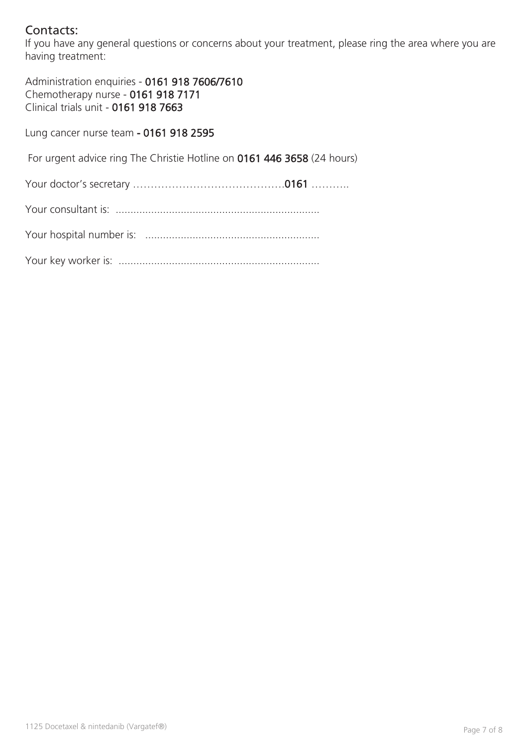## Contacts:

If you have any general questions or concerns about your treatment, please ring the area where you are having treatment:

Administration enquiries - **0161 918 7606/7610**
Chemotherapy nurse - **0161 918 7171**
Clinical trials unit - **0161 918 7663**

Lung cancer nurse team **- 0161 918 2595**

For urgent advice ring The Christie Hotline on **0161 446 3658** (24 hours)

Your doctor's secretary …………………………………….**0161** ………..

Your consultant is: ....................................................................

Your hospital number is: ...........................................................

Your key worker is: ....................................................................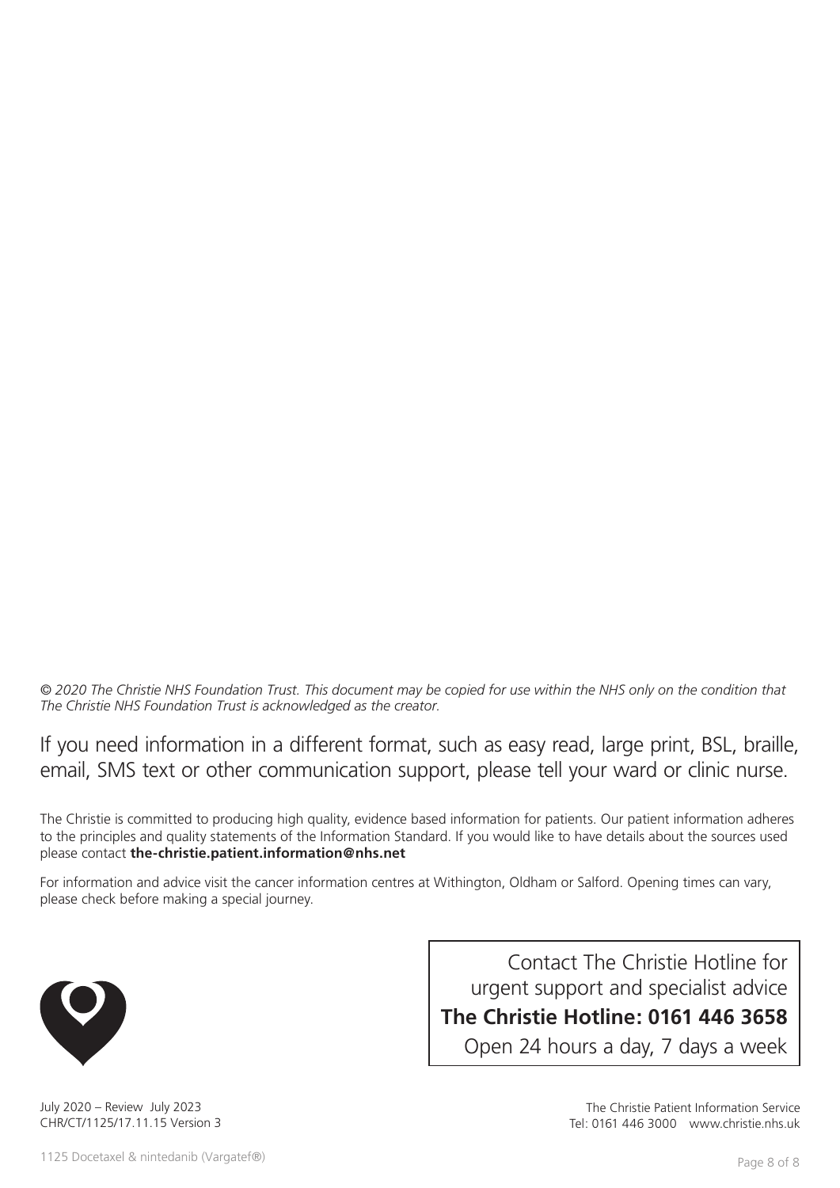*© 2020 The Christie NHS Foundation Trust. This document may be copied for use within the NHS only on the condition that The Christie NHS Foundation Trust is acknowledged as the creator.*

If you need information in a different format, such as easy read, large print, BSL, braille, email, SMS text or other communication support, please tell your ward or clinic nurse.

The Christie is committed to producing high quality, evidence based information for patients. Our patient information adheres to the principles and quality statements of the Information Standard. If you would like to have details about the sources used please contact **the-christie.patient.information@nhs.net**

For information and advice visit the cancer information centres at Withington, Oldham or Salford. Opening times can vary, please check before making a special journey.

Contact The Christie Hotline for urgent support and specialist advice

**The Christie Hotline: 0161 446 3658**

Open 24 hours a day, 7 days a week

July 2020 – Review July 2023
CHR/CT/1125/17.11.15 Version 3

The Christie Patient Information Service
Tel: 0161 446 3000 www.christie.nhs.uk

1125 Docetaxel & nintedanib (Vargatef®)